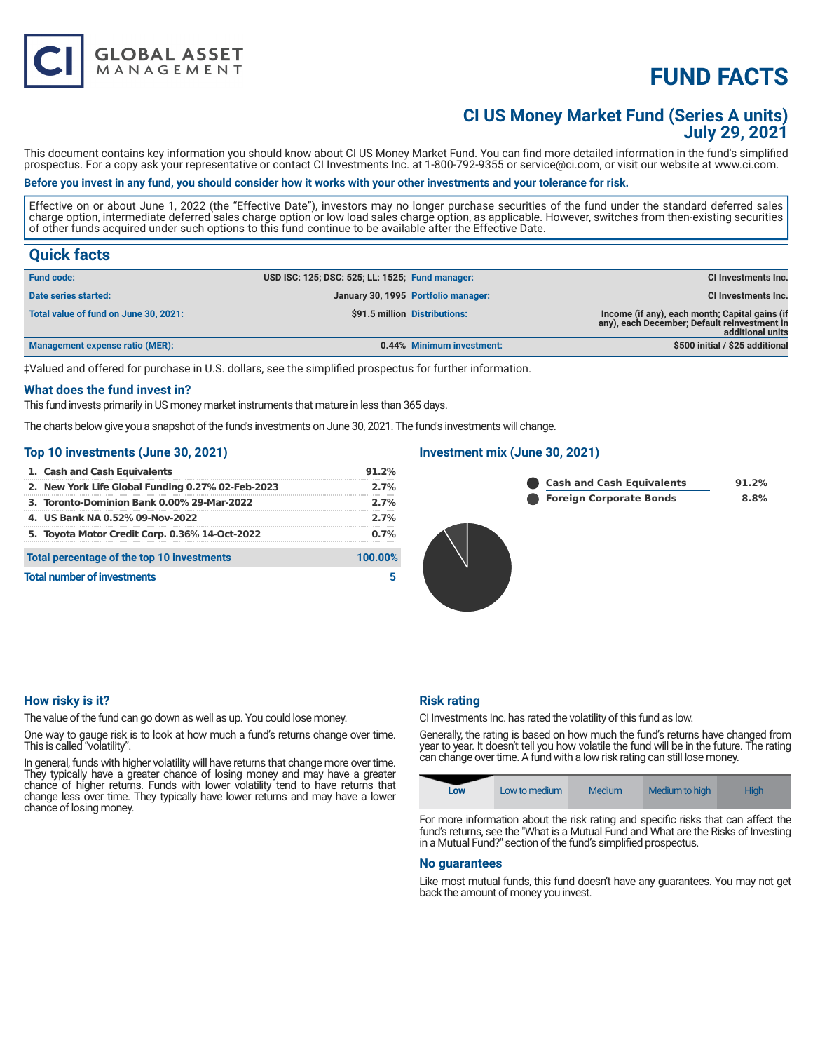# FUND FACTS

## CI US Money Market Fund (Series A units)
## July 29, 2021

This document contains key information you should know about CI US Money Market Fund. You can find more detailed information in the fund's simplified prospectus. For a copy ask your representative or contact CI Investments Inc. at 1-800-792-9355 or service@ci.com, or visit our website at www.ci.com.

**Before you invest in any fund, you should consider how it works with your other investments and your tolerance for risk.**

Effective on or about June 1, 2022 (the "Effective Date"), investors may no longer purchase securities of the fund under the standard deferred sales charge option, intermediate deferred sales charge option or low load sales charge option, as applicable. However, switches from then-existing securities of other funds acquired under such options to this fund continue to be available after the Effective Date.

## Quick facts

| | | | |
|---|---|---|---|
| **Fund code:** | USD ISC: 125; DSC: 525; LL: 1525; | **Fund manager:** | CI Investments Inc. |
| **Date series started:** | January 30, 1995 | **Portfolio manager:** | CI Investments Inc. |
| **Total value of fund on June 30, 2021:** | $91.5 million | **Distributions:** | Income (if any), each month; Capital gains (if any), each December; Default reinvestment in additional units |
| **Management expense ratio (MER):** | 0.44% | **Minimum investment:** | $500 initial / $25 additional |

‡Valued and offered for purchase in U.S. dollars, see the simplified prospectus for further information.

### What does the fund invest in?

This fund invests primarily in US money market instruments that mature in less than 365 days.

The charts below give you a snapshot of the fund's investments on June 30, 2021. The fund's investments will change.

### Top 10 investments (June 30, 2021)

| | |
|---|---|
| 1. Cash and Cash Equivalents | 91.2% |
| 2. New York Life Global Funding 0.27% 02-Feb-2023 | 2.7% |
| 3. Toronto-Dominion Bank 0.00% 29-Mar-2022 | 2.7% |
| 4. US Bank NA 0.52% 09-Nov-2022 | 2.7% |
| 5. Toyota Motor Credit Corp. 0.36% 14-Oct-2022 | 0.7% |
| **Total percentage of the top 10 investments** | **100.00%** |
| **Total number of investments** | **5** |

### Investment mix (June 30, 2021)

| | |
|---|---|
| Cash and Cash Equivalents | 91.2% |
| Foreign Corporate Bonds | 8.8% |

### How risky is it?

The value of the fund can go down as well as up. You could lose money.

One way to gauge risk is to look at how much a fund's returns change over time. This is called "volatility".

In general, funds with higher volatility will have returns that change more over time. They typically have a greater chance of losing money and may have a greater chance of higher returns. Funds with lower volatility tend to have returns that change less over time. They typically have lower returns and may have a lower chance of losing money.

### Risk rating

CI Investments Inc. has rated the volatility of this fund as low.

Generally, the rating is based on how much the fund's returns have changed from year to year. It doesn't tell you how volatile the fund will be in the future. The rating can change over time. A fund with a low risk rating can still lose money.

| **Low** | Low to medium | Medium | Medium to high | High |
|---|---|---|---|---|

For more information about the risk rating and specific risks that can affect the fund's returns, see the "What is a Mutual Fund and What are the Risks of Investing in a Mutual Fund?" section of the fund's simplified prospectus.

### No guarantees

Like most mutual funds, this fund doesn't have any guarantees. You may not get back the amount of money you invest.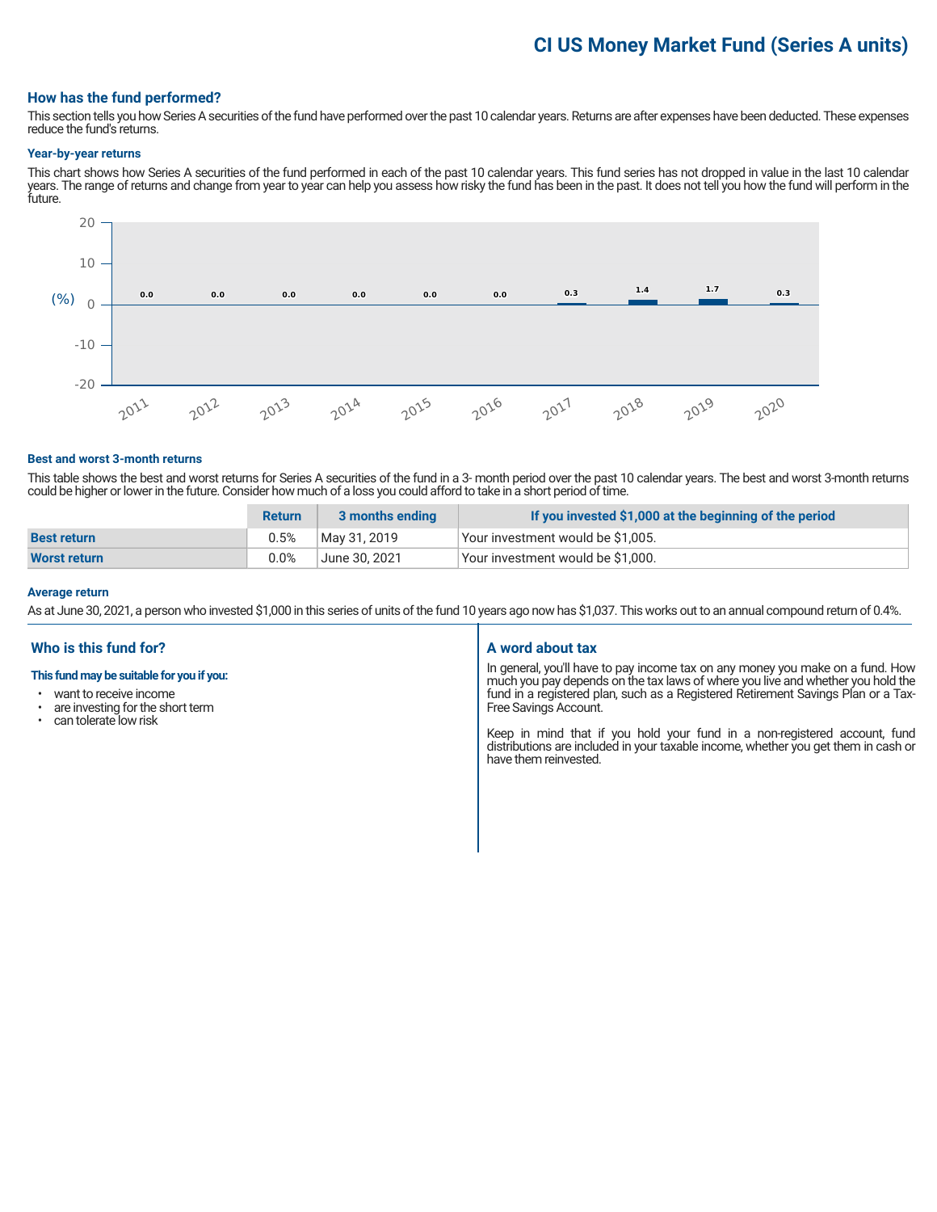# CI US Money Market Fund (Series A units)

## How has the fund performed?

This section tells you how Series A securities of the fund have performed over the past 10 calendar years. Returns are after expenses have been deducted. These expenses reduce the fund's returns.

### Year-by-year returns

This chart shows how Series A securities of the fund performed in each of the past 10 calendar years. This fund series has not dropped in value in the last 10 calendar years. The range of returns and change from year to year can help you assess how risky the fund has been in the past. It does not tell you how the fund will perform in the future.

| Year | 2011 | 2012 | 2013 | 2014 | 2015 | 2016 | 2017 | 2018 | 2019 | 2020 |
|---|---|---|---|---|---|---|---|---|---|---|
| (%) | 0.0 | 0.0 | 0.0 | 0.0 | 0.0 | 0.0 | 0.3 | 1.4 | 1.7 | 0.3 |

### Best and worst 3-month returns

This table shows the best and worst returns for Series A securities of the fund in a 3- month period over the past 10 calendar years. The best and worst 3-month returns could be higher or lower in the future. Consider how much of a loss you could afford to take in a short period of time.

| | Return | 3 months ending | If you invested $1,000 at the beginning of the period |
|---|---|---|---|
| **Best return** | 0.5% | May 31, 2019 | Your investment would be $1,005. |
| **Worst return** | 0.0% | June 30, 2021 | Your investment would be $1,000. |

### Average return

As at June 30, 2021, a person who invested $1,000 in this series of units of the fund 10 years ago now has $1,037. This works out to an annual compound return of 0.4%.

## Who is this fund for?

**This fund may be suitable for you if you:**

- want to receive income
- are investing for the short term
- can tolerate low risk

## A word about tax

In general, you'll have to pay income tax on any money you make on a fund. How much you pay depends on the tax laws of where you live and whether you hold the fund in a registered plan, such as a Registered Retirement Savings Plan or a Tax-Free Savings Account.

Keep in mind that if you hold your fund in a non-registered account, fund distributions are included in your taxable income, whether you get them in cash or have them reinvested.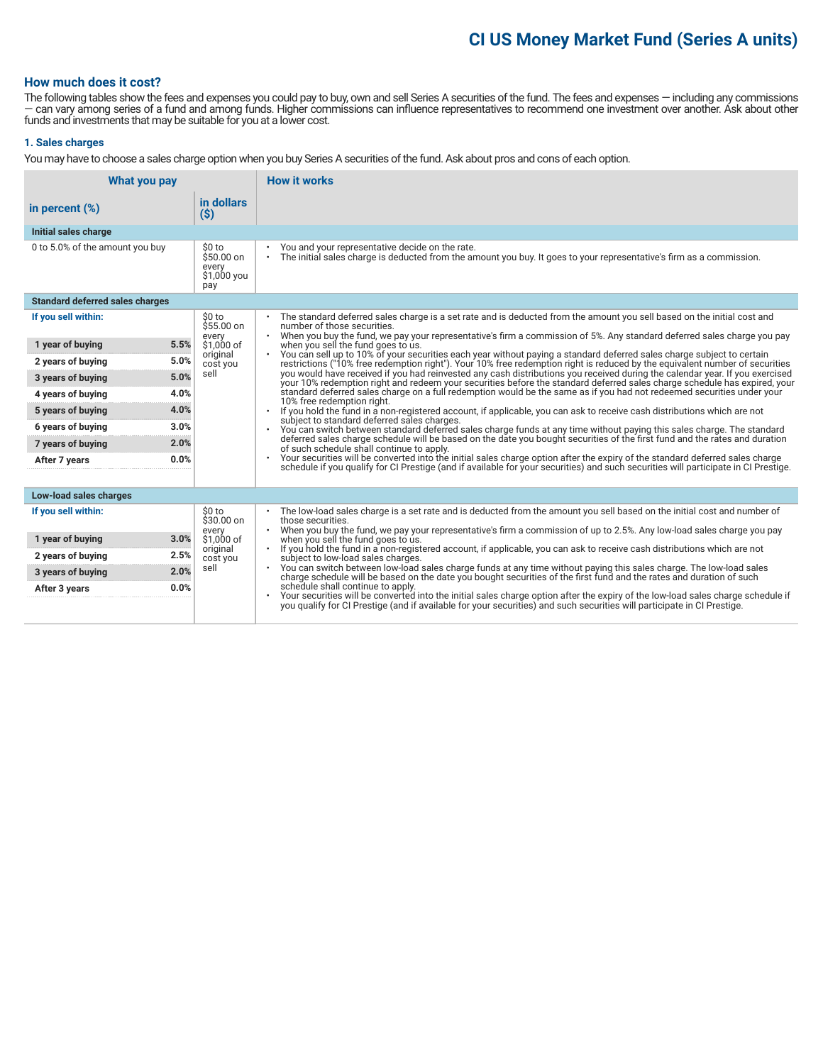# CI US Money Market Fund (Series A units)

## How much does it cost?

The following tables show the fees and expenses you could pay to buy, own and sell Series A securities of the fund. The fees and expenses — including any commissions — can vary among series of a fund and among funds. Higher commissions can influence representatives to recommend one investment over another. Ask about other funds and investments that may be suitable for you at a lower cost.

### 1. Sales charges

You may have to choose a sales charge option when you buy Series A securities of the fund. Ask about pros and cons of each option.

| What you pay | | | How it works |
|---|---|---|---|
| **in percent (%)** | | **in dollars ($)** | |
| **Initial sales charge** | | | |
| 0 to 5.0% of the amount you buy | | $0 to $50.00 on every $1,000 you pay | • You and your representative decide on the rate.<br>• The initial sales charge is deducted from the amount you buy. It goes to your representative's firm as a commission. |
| **Standard deferred sales charges** | | | |
| **If you sell within:** | | $0 to $55.00 on every $1,000 of original cost you sell | • The standard deferred sales charge is a set rate and is deducted from the amount you sell based on the initial cost and number of those securities.<br>• When you buy the fund, we pay your representative's firm a commission of 5%. Any standard deferred sales charge you pay when you sell the fund goes to us.<br>• You can sell up to 10% of your securities each year without paying a standard deferred sales charge subject to certain restrictions ("10% free redemption right"). Your 10% free redemption right is reduced by the equivalent number of securities you would have received if you had reinvested any cash distributions you received during the calendar year. If you exercised your 10% redemption right and redeem your securities before the standard deferred sales charge schedule has expired, your standard deferred sales charge on a full redemption would be the same as if you had not redeemed securities under your 10% free redemption right.<br>• If you hold the fund in a non-registered account, if applicable, you can ask to receive cash distributions which are not subject to standard deferred sales charges.<br>• You can switch between standard deferred sales charge funds at any time without paying this sales charge. The standard deferred sales charge schedule will be based on the date you bought securities of the first fund and the rates and duration of such schedule shall continue to apply.<br>• Your securities will be converted into the initial sales charge option after the expiry of the standard deferred sales charge schedule if you qualify for CI Prestige (and if available for your securities) and such securities will participate in CI Prestige. |
| **1 year of buying** | **5.5%** | | |
| **2 years of buying** | **5.0%** | | |
| **3 years of buying** | **5.0%** | | |
| **4 years of buying** | **4.0%** | | |
| **5 years of buying** | **4.0%** | | |
| **6 years of buying** | **3.0%** | | |
| **7 years of buying** | **2.0%** | | |
| **After 7 years** | **0.0%** | | |
| **Low-load sales charges** | | | |
| **If you sell within:** | | $0 to $30.00 on every $1,000 of original cost you sell | • The low-load sales charge is a set rate and is deducted from the amount you sell based on the initial cost and number of those securities.<br>• When you buy the fund, we pay your representative's firm a commission of up to 2.5%. Any low-load sales charge you pay when you sell the fund goes to us.<br>• If you hold the fund in a non-registered account, if applicable, you can ask to receive cash distributions which are not subject to low-load sales charges.<br>• You can switch between low-load sales charge funds at any time without paying this sales charge. The low-load sales charge schedule will be based on the date you bought securities of the first fund and the rates and duration of such schedule shall continue to apply.<br>• Your securities will be converted into the initial sales charge option after the expiry of the low-load sales charge schedule if you qualify for CI Prestige (and if available for your securities) and such securities will participate in CI Prestige. |
| **1 year of buying** | **3.0%** | | |
| **2 years of buying** | **2.5%** | | |
| **3 years of buying** | **2.0%** | | |
| **After 3 years** | **0.0%** | | |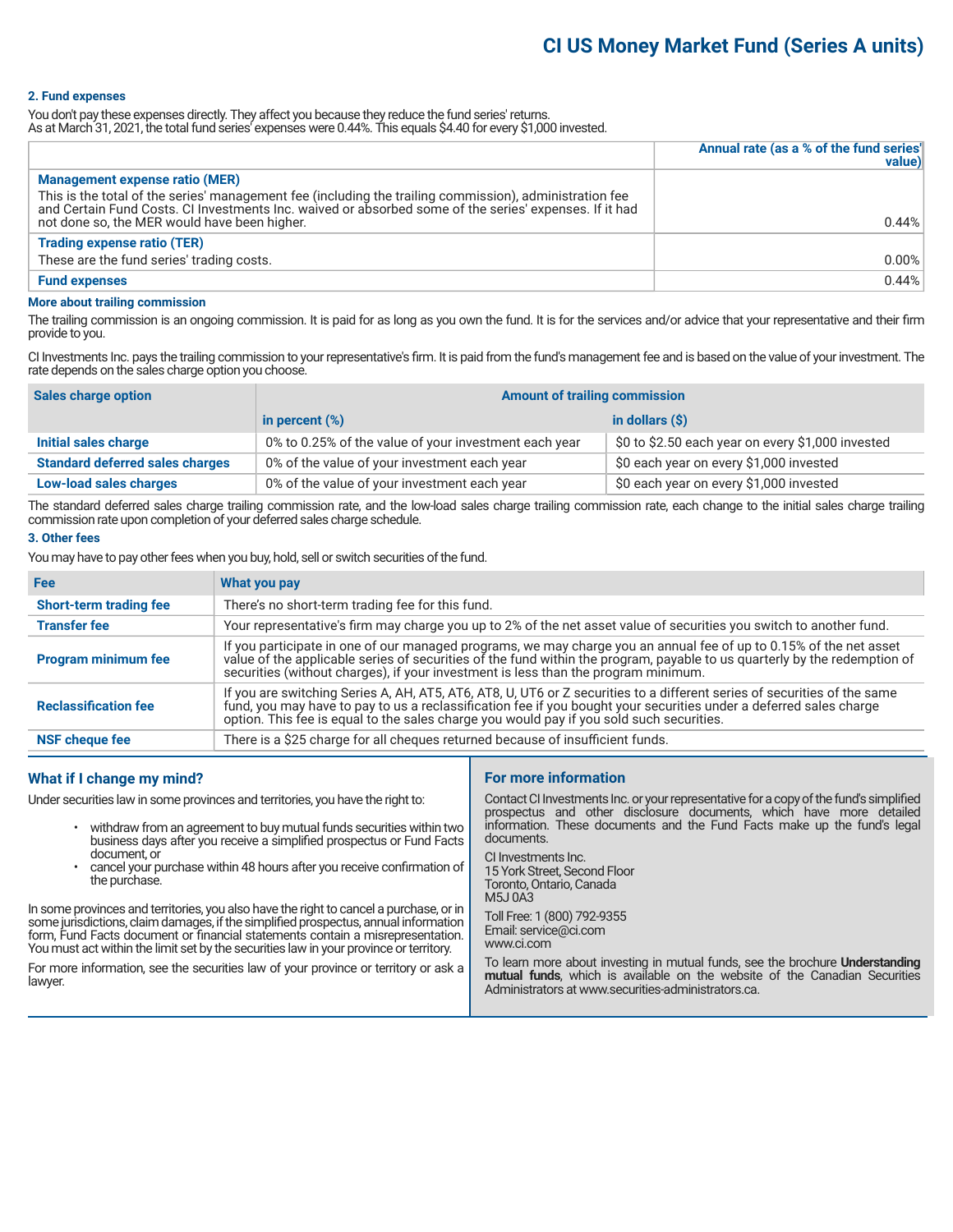# CI US Money Market Fund (Series A units)

### 2. Fund expenses

You don't pay these expenses directly. They affect you because they reduce the fund series' returns.
As at March 31, 2021, the total fund series' expenses were 0.44%. This equals $4.40 for every $1,000 invested.

| | Annual rate (as a % of the fund series' value) |
|---|---|
| **Management expense ratio (MER)**<br>This is the total of the series' management fee (including the trailing commission), administration fee and Certain Fund Costs. CI Investments Inc. waived or absorbed some of the series' expenses. If it had not done so, the MER would have been higher. | 0.44% |
| **Trading expense ratio (TER)**<br>These are the fund series' trading costs. | 0.00% |
| **Fund expenses** | 0.44% |

#### More about trailing commission

The trailing commission is an ongoing commission. It is paid for as long as you own the fund. It is for the services and/or advice that your representative and their firm provide to you.

CI Investments Inc. pays the trailing commission to your representative's firm. It is paid from the fund's management fee and is based on the value of your investment. The rate depends on the sales charge option you choose.

| Sales charge option | Amount of trailing commission | |
|---|---|---|
| | in percent (%) | in dollars ($) |
| Initial sales charge | 0% to 0.25% of the value of your investment each year | $0 to $2.50 each year on every $1,000 invested |
| Standard deferred sales charges | 0% of the value of your investment each year | $0 each year on every $1,000 invested |
| Low-load sales charges | 0% of the value of your investment each year | $0 each year on every $1,000 invested |

The standard deferred sales charge trailing commission rate, and the low-load sales charge trailing commission rate, each change to the initial sales charge trailing commission rate upon completion of your deferred sales charge schedule.

### 3. Other fees

You may have to pay other fees when you buy, hold, sell or switch securities of the fund.

| Fee | What you pay |
|---|---|
| Short-term trading fee | There's no short-term trading fee for this fund. |
| Transfer fee | Your representative's firm may charge you up to 2% of the net asset value of securities you switch to another fund. |
| Program minimum fee | If you participate in one of our managed programs, we may charge you an annual fee of up to 0.15% of the net asset value of the applicable series of securities of the fund within the program, payable to us quarterly by the redemption of securities (without charges), if your investment is less than the program minimum. |
| Reclassification fee | If you are switching Series A, AH, AT5, AT6, AT8, U, UT6 or Z securities to a different series of securities of the same fund, you may have to pay to us a reclassification fee if you bought your securities under a deferred sales charge option. This fee is equal to the sales charge you would pay if you sold such securities. |
| NSF cheque fee | There is a $25 charge for all cheques returned because of insufficient funds. |

## What if I change my mind?

Under securities law in some provinces and territories, you have the right to:

- withdraw from an agreement to buy mutual funds securities within two business days after you receive a simplified prospectus or Fund Facts document, or
- cancel your purchase within 48 hours after you receive confirmation of the purchase.

In some provinces and territories, you also have the right to cancel a purchase, or in some jurisdictions, claim damages, if the simplified prospectus, annual information form, Fund Facts document or financial statements contain a misrepresentation. You must act within the limit set by the securities law in your province or territory.

For more information, see the securities law of your province or territory or ask a lawyer.

## For more information

Contact CI Investments Inc. or your representative for a copy of the fund's simplified prospectus and other disclosure documents, which have more detailed information. These documents and the Fund Facts make up the fund's legal documents.

CI Investments Inc.
15 York Street, Second Floor
Toronto, Ontario, Canada
M5J 0A3

Toll Free: 1 (800) 792-9355
Email: service@ci.com
www.ci.com

To learn more about investing in mutual funds, see the brochure **Understanding mutual funds**, which is available on the website of the Canadian Securities Administrators at www.securities-administrators.ca.